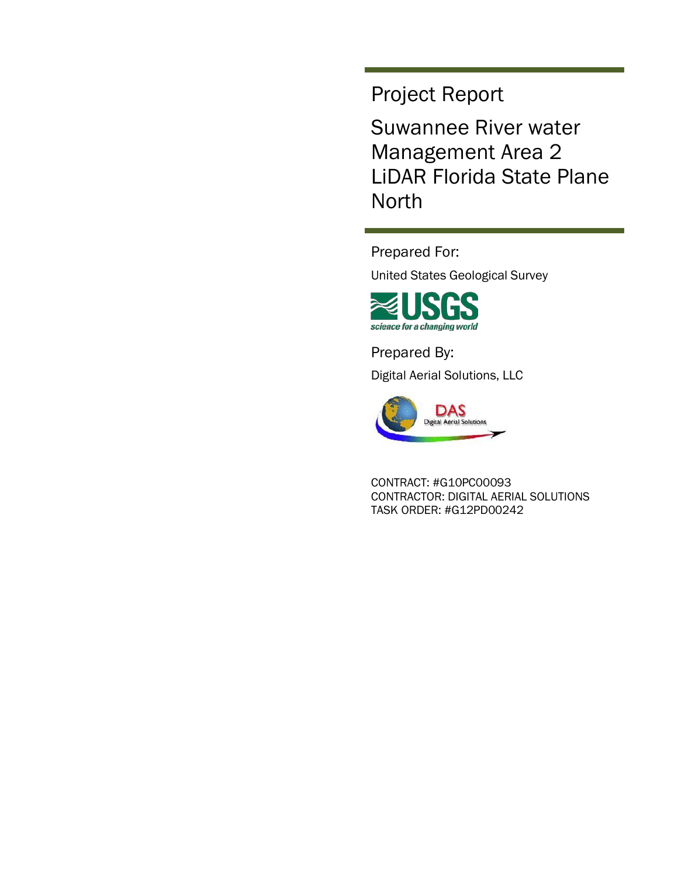# Project Report

## Suwannee River water Management Area 2 LiDAR Florida State Plane North

Prepared For:

United States Geological Survey

Prepared By:

Digital Aerial Solutions, LLC

CONTRACT: #G10PC00093
CONTRACTOR: DIGITAL AERIAL SOLUTIONS
TASK ORDER: #G12PD00242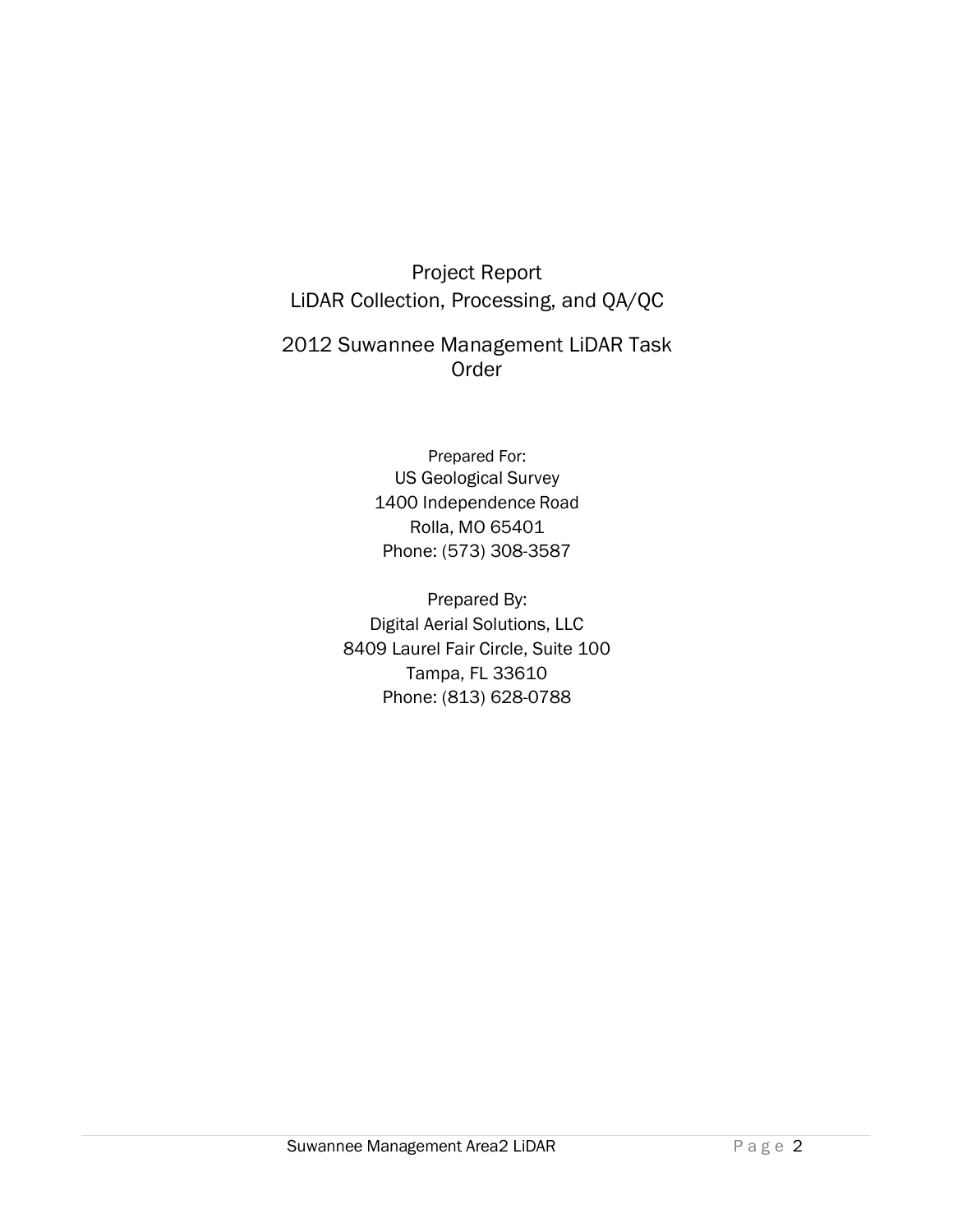# Project Report
# LiDAR Collection, Processing, and QA/QC

## 2012 Suwannee Management LiDAR Task Order

Prepared For:
US Geological Survey
1400 Independence Road
Rolla, MO 65401
Phone: (573) 308-3587

Prepared By:
Digital Aerial Solutions, LLC
8409 Laurel Fair Circle, Suite 100
Tampa, FL 33610
Phone: (813) 628-0788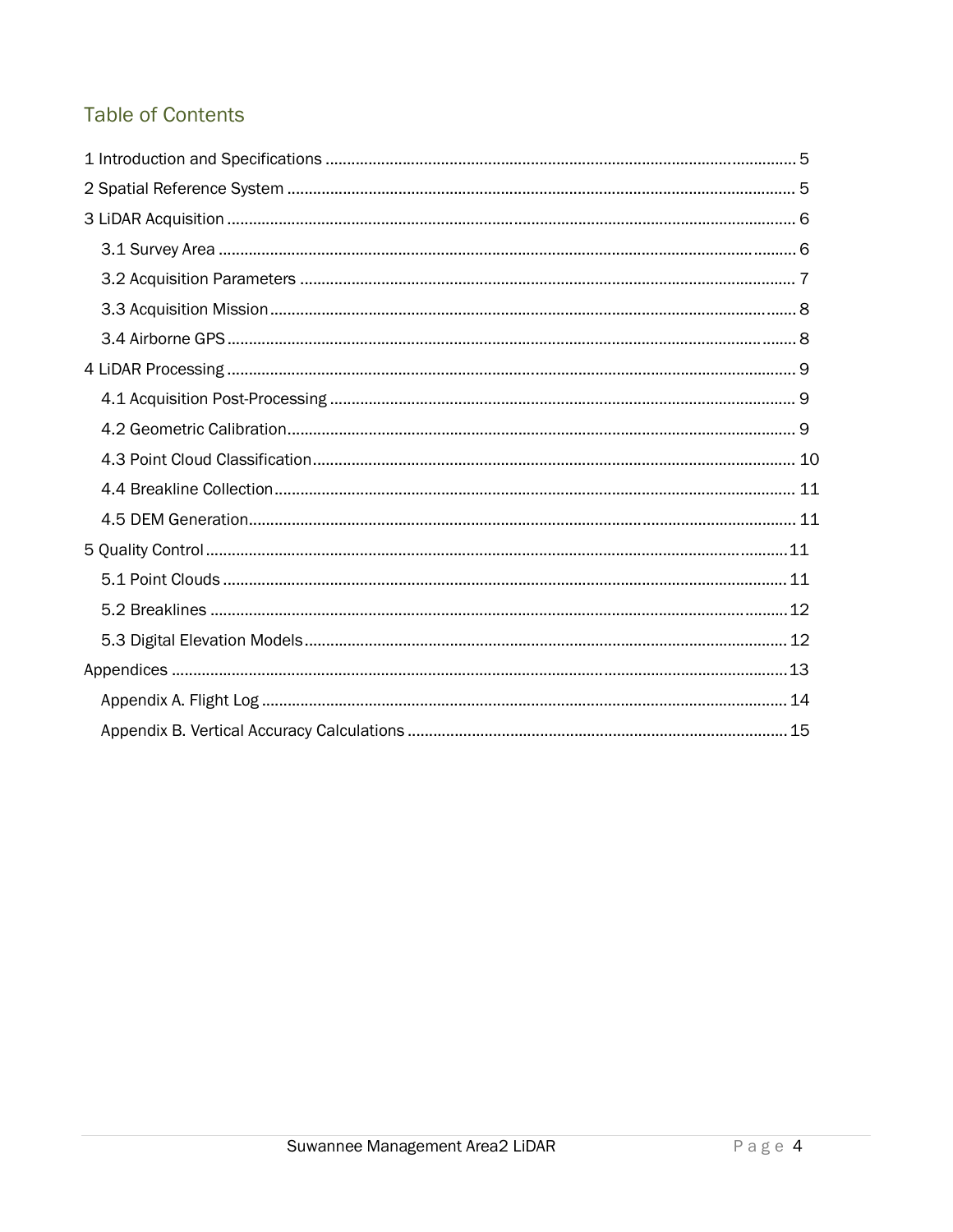## Table of Contents

1 Introduction and Specifications ............................................................ 5

2 Spatial Reference System ............................................................ 5

3 LiDAR Acquisition ............................................................ 6

- 3.1 Survey Area ............................................................ 6
- 3.2 Acquisition Parameters ............................................................ 7
- 3.3 Acquisition Mission ............................................................ 8
- 3.4 Airborne GPS ............................................................ 8

4 LiDAR Processing ............................................................ 9

- 4.1 Acquisition Post-Processing ............................................................ 9
- 4.2 Geometric Calibration ............................................................ 9
- 4.3 Point Cloud Classification ............................................................ 10
- 4.4 Breakline Collection ............................................................ 11
- 4.5 DEM Generation ............................................................ 11

5 Quality Control ............................................................ 11

- 5.1 Point Clouds ............................................................ 11
- 5.2 Breaklines ............................................................ 12
- 5.3 Digital Elevation Models ............................................................ 12

Appendices ............................................................ 13

- Appendix A. Flight Log ............................................................ 14
- Appendix B. Vertical Accuracy Calculations ............................................................ 15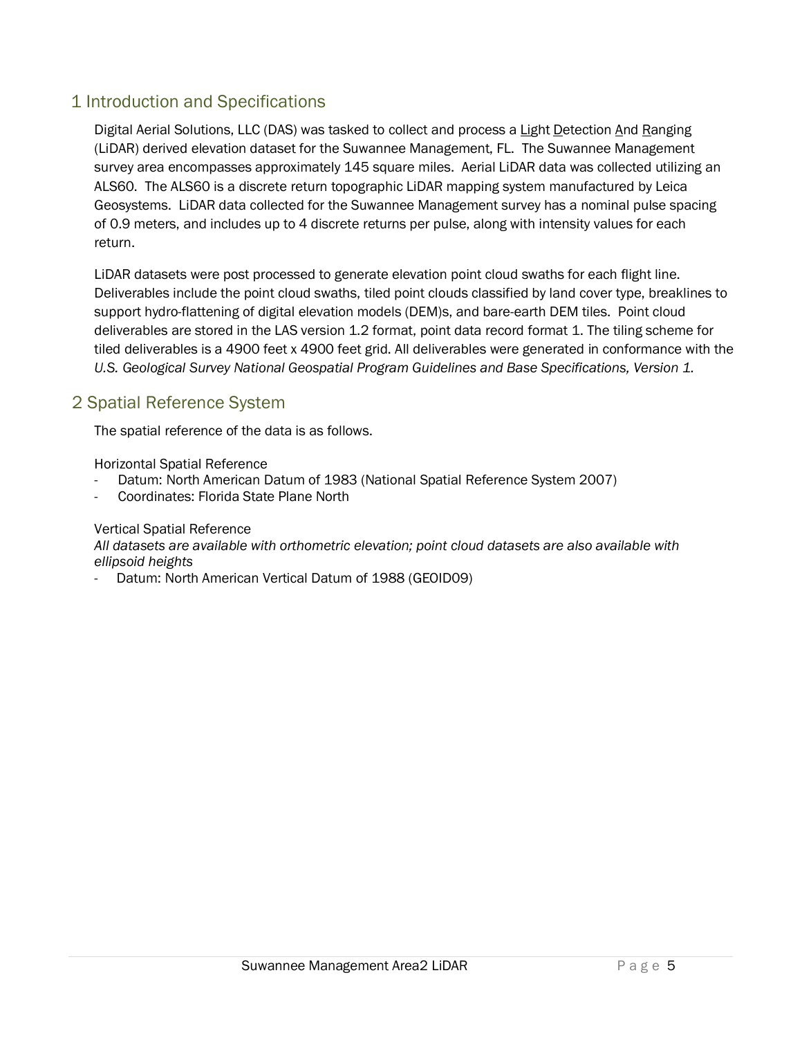## 1 Introduction and Specifications

Digital Aerial Solutions, LLC (DAS) was tasked to collect and process a Light Detection And Ranging (LiDAR) derived elevation dataset for the Suwannee Management, FL. The Suwannee Management survey area encompasses approximately 145 square miles. Aerial LiDAR data was collected utilizing an ALS60. The ALS60 is a discrete return topographic LiDAR mapping system manufactured by Leica Geosystems. LiDAR data collected for the Suwannee Management survey has a nominal pulse spacing of 0.9 meters, and includes up to 4 discrete returns per pulse, along with intensity values for each return.

LiDAR datasets were post processed to generate elevation point cloud swaths for each flight line. Deliverables include the point cloud swaths, tiled point clouds classified by land cover type, breaklines to support hydro-flattening of digital elevation models (DEM)s, and bare-earth DEM tiles. Point cloud deliverables are stored in the LAS version 1.2 format, point data record format 1. The tiling scheme for tiled deliverables is a 4900 feet x 4900 feet grid. All deliverables were generated in conformance with the *U.S. Geological Survey National Geospatial Program Guidelines and Base Specifications, Version 1.*

## 2 Spatial Reference System

The spatial reference of the data is as follows.

Horizontal Spatial Reference

- Datum: North American Datum of 1983 (National Spatial Reference System 2007)
- Coordinates: Florida State Plane North

Vertical Spatial Reference

*All datasets are available with orthometric elevation; point cloud datasets are also available with ellipsoid heights*

- Datum: North American Vertical Datum of 1988 (GEOID09)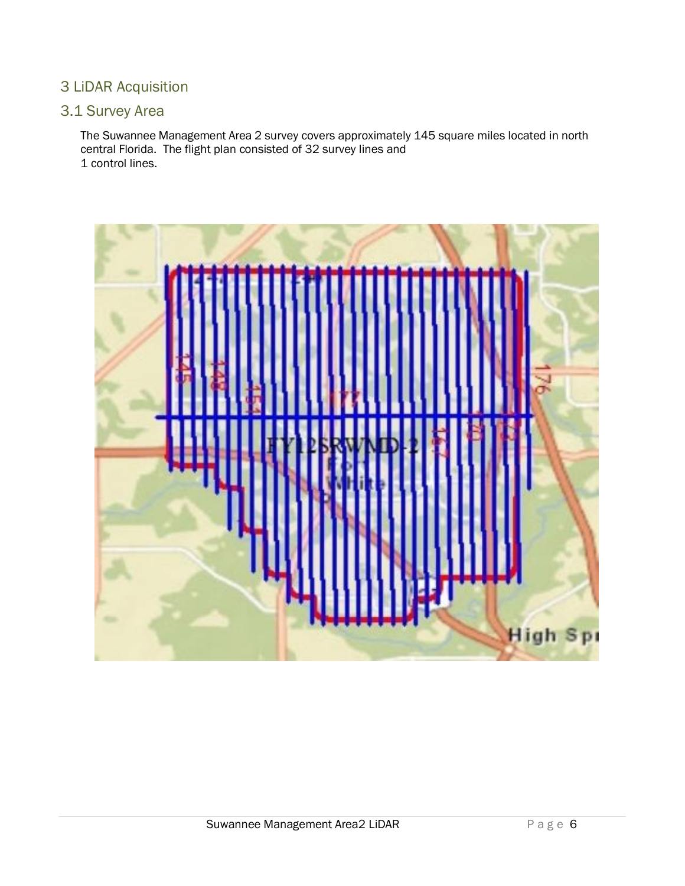# 3 LiDAR Acquisition

## 3.1 Survey Area

The Suwannee Management Area 2 survey covers approximately 145 square miles located in north central Florida. The flight plan consisted of 32 survey lines and
1 control lines.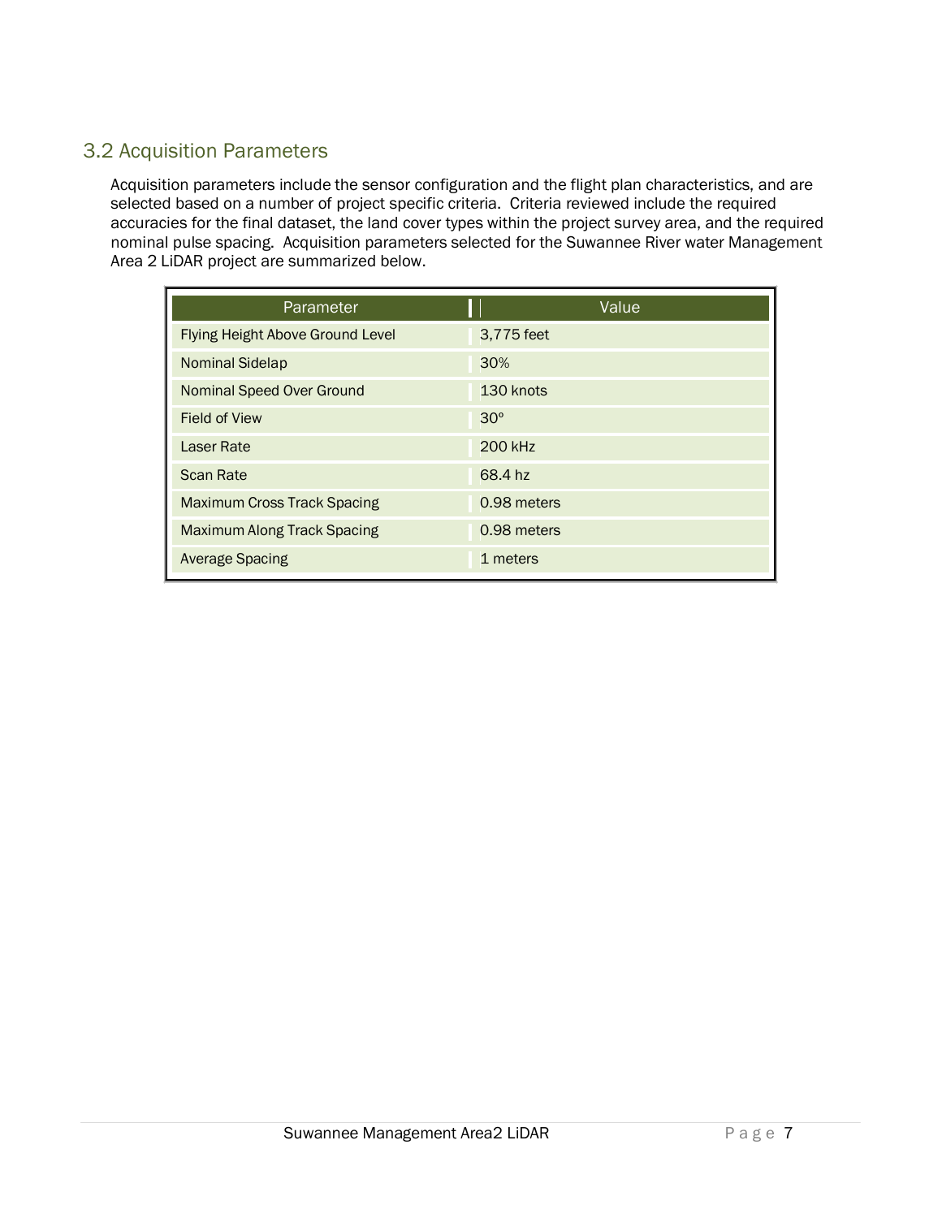## 3.2 Acquisition Parameters

Acquisition parameters include the sensor configuration and the flight plan characteristics, and are selected based on a number of project specific criteria. Criteria reviewed include the required accuracies for the final dataset, the land cover types within the project survey area, and the required nominal pulse spacing. Acquisition parameters selected for the Suwannee River water Management Area 2 LiDAR project are summarized below.

| Parameter | Value |
|---|---|
| Flying Height Above Ground Level | 3,775 feet |
| Nominal Sidelap | 30% |
| Nominal Speed Over Ground | 130 knots |
| Field of View | 30° |
| Laser Rate | 200 kHz |
| Scan Rate | 68.4 hz |
| Maximum Cross Track Spacing | 0.98 meters |
| Maximum Along Track Spacing | 0.98 meters |
| Average Spacing | 1 meters |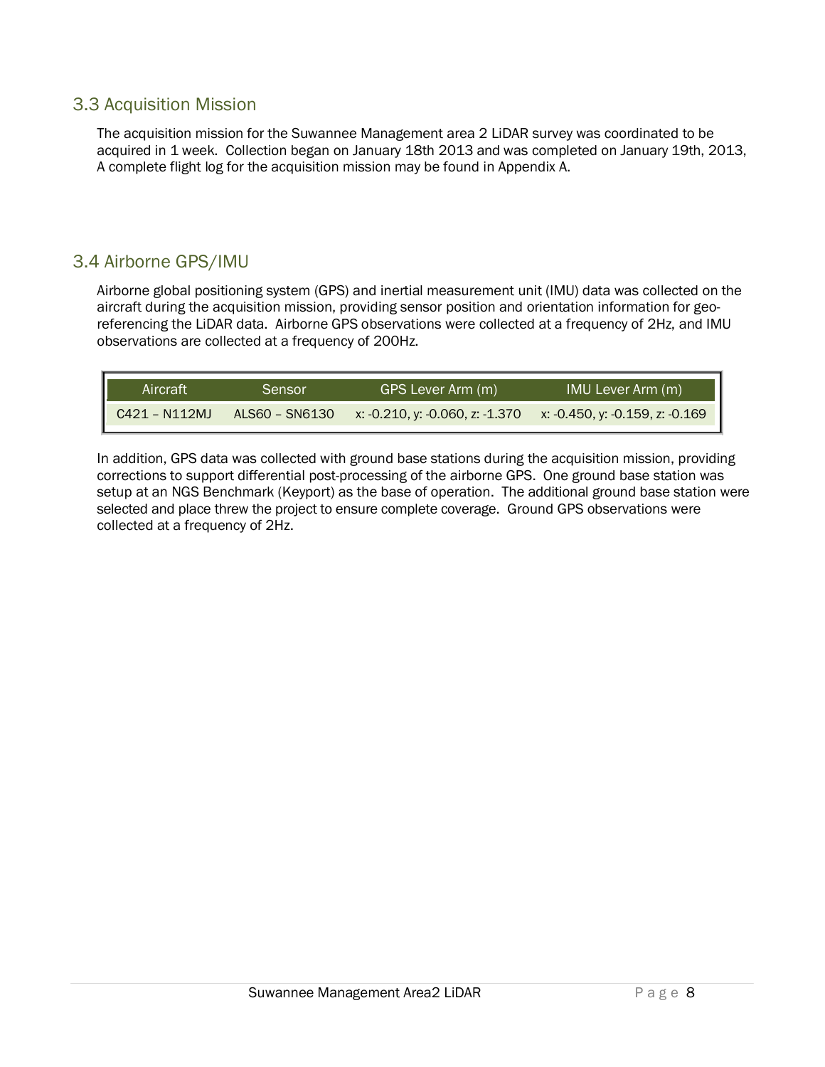## 3.3 Acquisition Mission

The acquisition mission for the Suwannee Management area 2 LiDAR survey was coordinated to be acquired in 1 week. Collection began on January 18th 2013 and was completed on January 19th, 2013, A complete flight log for the acquisition mission may be found in Appendix A.

## 3.4 Airborne GPS/IMU

Airborne global positioning system (GPS) and inertial measurement unit (IMU) data was collected on the aircraft during the acquisition mission, providing sensor position and orientation information for geo-referencing the LiDAR data. Airborne GPS observations were collected at a frequency of 2Hz, and IMU observations are collected at a frequency of 200Hz.

| Aircraft | Sensor | GPS Lever Arm (m) | IMU Lever Arm (m) |
|---|---|---|---|
| C421 – N112MJ | ALS60 – SN6130 | x: -0.210, y: -0.060, z: -1.370 | x: -0.450, y: -0.159, z: -0.169 |

In addition, GPS data was collected with ground base stations during the acquisition mission, providing corrections to support differential post-processing of the airborne GPS. One ground base station was setup at an NGS Benchmark (Keyport) as the base of operation. The additional ground base station were selected and place threw the project to ensure complete coverage. Ground GPS observations were collected at a frequency of 2Hz.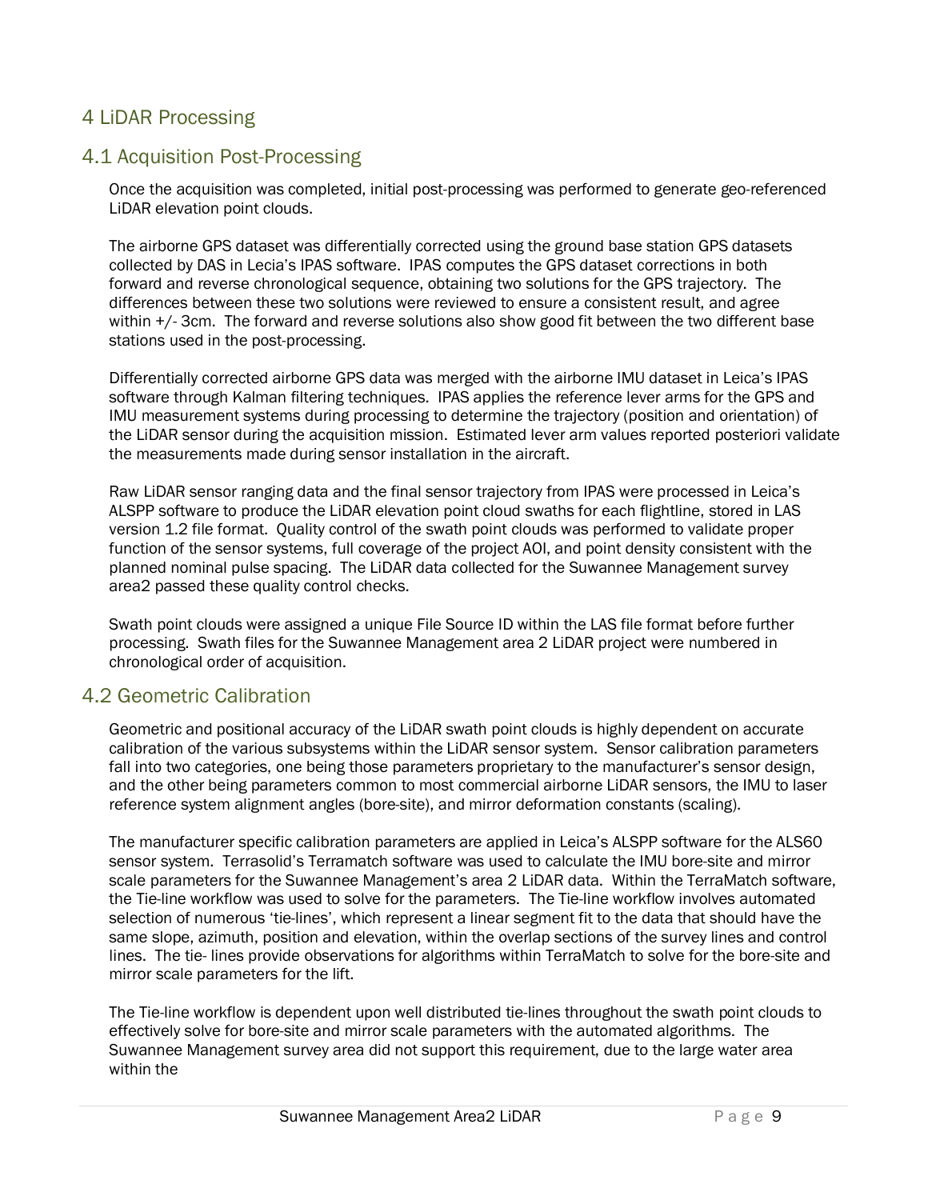# 4 LiDAR Processing

## 4.1 Acquisition Post-Processing

Once the acquisition was completed, initial post-processing was performed to generate geo-referenced LiDAR elevation point clouds.

The airborne GPS dataset was differentially corrected using the ground base station GPS datasets collected by DAS in Lecia's IPAS software. IPAS computes the GPS dataset corrections in both forward and reverse chronological sequence, obtaining two solutions for the GPS trajectory. The differences between these two solutions were reviewed to ensure a consistent result, and agree within +/- 3cm. The forward and reverse solutions also show good fit between the two different base stations used in the post-processing.

Differentially corrected airborne GPS data was merged with the airborne IMU dataset in Leica's IPAS software through Kalman filtering techniques. IPAS applies the reference lever arms for the GPS and IMU measurement systems during processing to determine the trajectory (position and orientation) of the LiDAR sensor during the acquisition mission. Estimated lever arm values reported posteriori validate the measurements made during sensor installation in the aircraft.

Raw LiDAR sensor ranging data and the final sensor trajectory from IPAS were processed in Leica's ALSPP software to produce the LiDAR elevation point cloud swaths for each flightline, stored in LAS version 1.2 file format. Quality control of the swath point clouds was performed to validate proper function of the sensor systems, full coverage of the project AOI, and point density consistent with the planned nominal pulse spacing. The LiDAR data collected for the Suwannee Management survey area2 passed these quality control checks.

Swath point clouds were assigned a unique File Source ID within the LAS file format before further processing. Swath files for the Suwannee Management area 2 LiDAR project were numbered in chronological order of acquisition.

## 4.2 Geometric Calibration

Geometric and positional accuracy of the LiDAR swath point clouds is highly dependent on accurate calibration of the various subsystems within the LiDAR sensor system. Sensor calibration parameters fall into two categories, one being those parameters proprietary to the manufacturer's sensor design, and the other being parameters common to most commercial airborne LiDAR sensors, the IMU to laser reference system alignment angles (bore-site), and mirror deformation constants (scaling).

The manufacturer specific calibration parameters are applied in Leica's ALSPP software for the ALS60 sensor system. Terrasolid's Terramatch software was used to calculate the IMU bore-site and mirror scale parameters for the Suwannee Management's area 2 LiDAR data. Within the TerraMatch software, the Tie-line workflow was used to solve for the parameters. The Tie-line workflow involves automated selection of numerous 'tie-lines', which represent a linear segment fit to the data that should have the same slope, azimuth, position and elevation, within the overlap sections of the survey lines and control lines. The tie- lines provide observations for algorithms within TerraMatch to solve for the bore-site and mirror scale parameters for the lift.

The Tie-line workflow is dependent upon well distributed tie-lines throughout the swath point clouds to effectively solve for bore-site and mirror scale parameters with the automated algorithms. The Suwannee Management survey area did not support this requirement, due to the large water area within the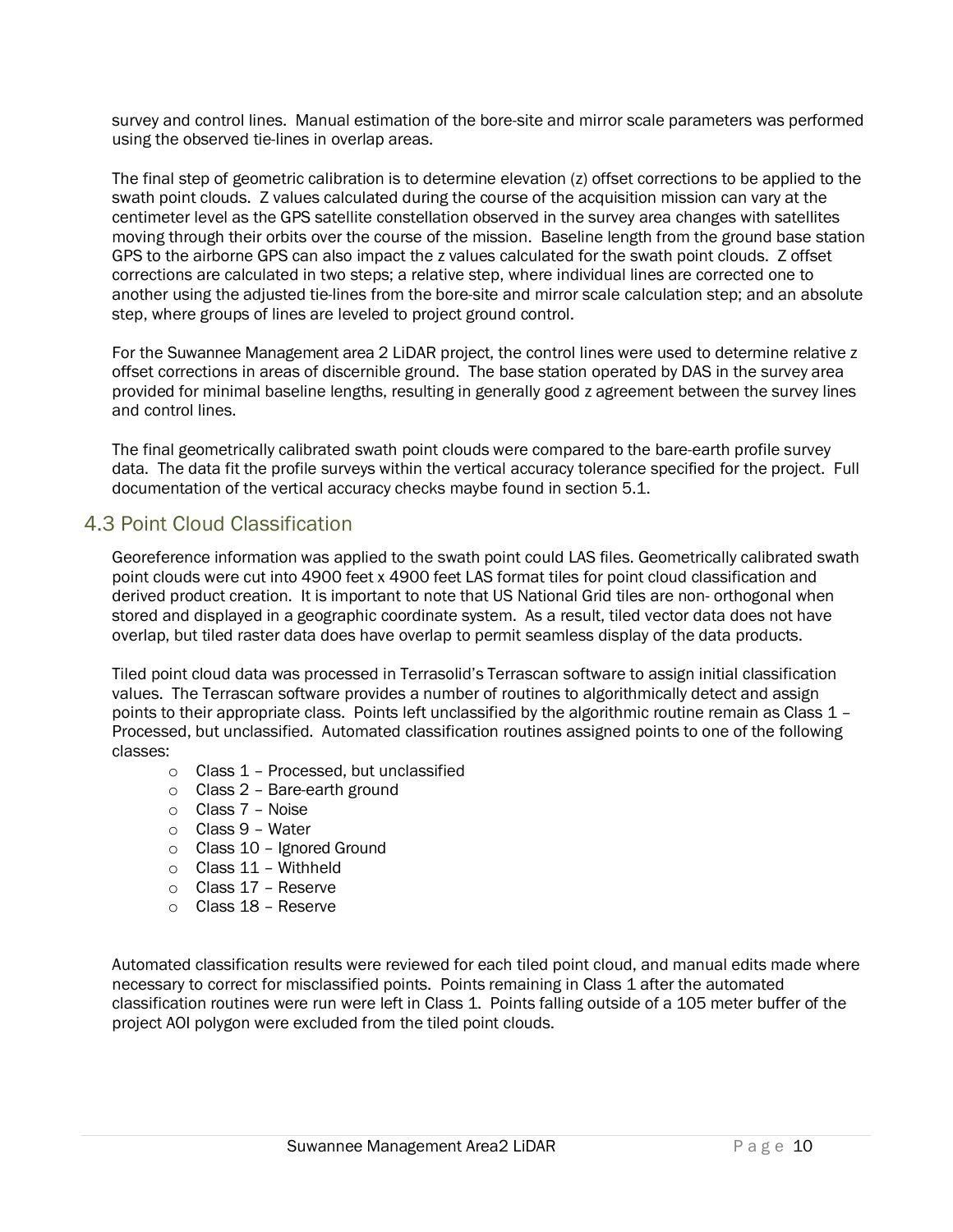survey and control lines. Manual estimation of the bore-site and mirror scale parameters was performed using the observed tie-lines in overlap areas.

The final step of geometric calibration is to determine elevation (z) offset corrections to be applied to the swath point clouds. Z values calculated during the course of the acquisition mission can vary at the centimeter level as the GPS satellite constellation observed in the survey area changes with satellites moving through their orbits over the course of the mission. Baseline length from the ground base station GPS to the airborne GPS can also impact the z values calculated for the swath point clouds. Z offset corrections are calculated in two steps; a relative step, where individual lines are corrected one to another using the adjusted tie-lines from the bore-site and mirror scale calculation step; and an absolute step, where groups of lines are leveled to project ground control.

For the Suwannee Management area 2 LiDAR project, the control lines were used to determine relative z offset corrections in areas of discernible ground. The base station operated by DAS in the survey area provided for minimal baseline lengths, resulting in generally good z agreement between the survey lines and control lines.

The final geometrically calibrated swath point clouds were compared to the bare-earth profile survey data. The data fit the profile surveys within the vertical accuracy tolerance specified for the project. Full documentation of the vertical accuracy checks maybe found in section 5.1.

## 4.3 Point Cloud Classification

Georeference information was applied to the swath point could LAS files. Geometrically calibrated swath point clouds were cut into 4900 feet x 4900 feet LAS format tiles for point cloud classification and derived product creation. It is important to note that US National Grid tiles are non- orthogonal when stored and displayed in a geographic coordinate system. As a result, tiled vector data does not have overlap, but tiled raster data does have overlap to permit seamless display of the data products.

Tiled point cloud data was processed in Terrasolid's Terrascan software to assign initial classification values. The Terrascan software provides a number of routines to algorithmically detect and assign points to their appropriate class. Points left unclassified by the algorithmic routine remain as Class 1 – Processed, but unclassified. Automated classification routines assigned points to one of the following classes:

- Class 1 – Processed, but unclassified
- Class 2 – Bare-earth ground
- Class 7 – Noise
- Class 9 – Water
- Class 10 – Ignored Ground
- Class 11 – Withheld
- Class 17 – Reserve
- Class 18 – Reserve

Automated classification results were reviewed for each tiled point cloud, and manual edits made where necessary to correct for misclassified points. Points remaining in Class 1 after the automated classification routines were run were left in Class 1. Points falling outside of a 105 meter buffer of the project AOI polygon were excluded from the tiled point clouds.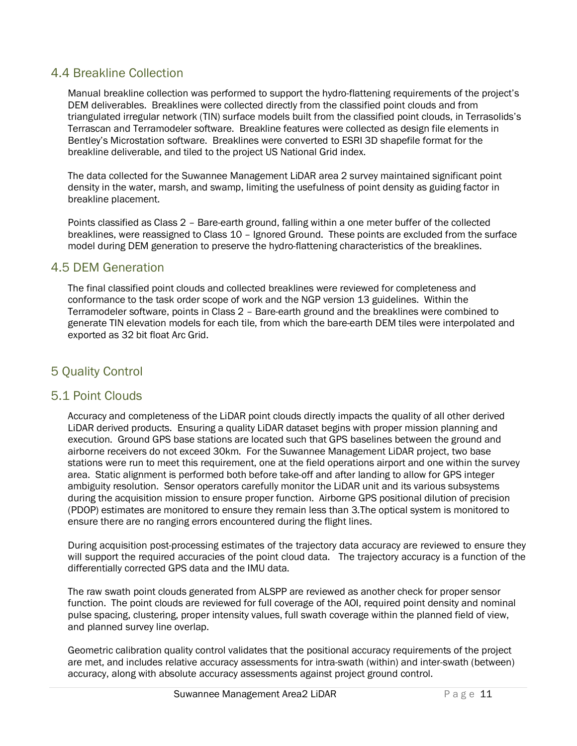## 4.4 Breakline Collection

Manual breakline collection was performed to support the hydro-flattening requirements of the project's DEM deliverables. Breaklines were collected directly from the classified point clouds and from triangulated irregular network (TIN) surface models built from the classified point clouds, in Terrasolids's Terrascan and Terramodeler software. Breakline features were collected as design file elements in Bentley's Microstation software. Breaklines were converted to ESRI 3D shapefile format for the breakline deliverable, and tiled to the project US National Grid index.

The data collected for the Suwannee Management LiDAR area 2 survey maintained significant point density in the water, marsh, and swamp, limiting the usefulness of point density as guiding factor in breakline placement.

Points classified as Class 2 – Bare-earth ground, falling within a one meter buffer of the collected breaklines, were reassigned to Class 10 – Ignored Ground. These points are excluded from the surface model during DEM generation to preserve the hydro-flattening characteristics of the breaklines.

## 4.5 DEM Generation

The final classified point clouds and collected breaklines were reviewed for completeness and conformance to the task order scope of work and the NGP version 13 guidelines. Within the Terramodeler software, points in Class 2 – Bare-earth ground and the breaklines were combined to generate TIN elevation models for each tile, from which the bare-earth DEM tiles were interpolated and exported as 32 bit float Arc Grid.

# 5 Quality Control

## 5.1 Point Clouds

Accuracy and completeness of the LiDAR point clouds directly impacts the quality of all other derived LiDAR derived products. Ensuring a quality LiDAR dataset begins with proper mission planning and execution. Ground GPS base stations are located such that GPS baselines between the ground and airborne receivers do not exceed 30km. For the Suwannee Management LiDAR project, two base stations were run to meet this requirement, one at the field operations airport and one within the survey area. Static alignment is performed both before take-off and after landing to allow for GPS integer ambiguity resolution. Sensor operators carefully monitor the LiDAR unit and its various subsystems during the acquisition mission to ensure proper function. Airborne GPS positional dilution of precision (PDOP) estimates are monitored to ensure they remain less than 3.The optical system is monitored to ensure there are no ranging errors encountered during the flight lines.

During acquisition post-processing estimates of the trajectory data accuracy are reviewed to ensure they will support the required accuracies of the point cloud data. The trajectory accuracy is a function of the differentially corrected GPS data and the IMU data.

The raw swath point clouds generated from ALSPP are reviewed as another check for proper sensor function. The point clouds are reviewed for full coverage of the AOI, required point density and nominal pulse spacing, clustering, proper intensity values, full swath coverage within the planned field of view, and planned survey line overlap.

Geometric calibration quality control validates that the positional accuracy requirements of the project are met, and includes relative accuracy assessments for intra-swath (within) and inter-swath (between) accuracy, along with absolute accuracy assessments against project ground control.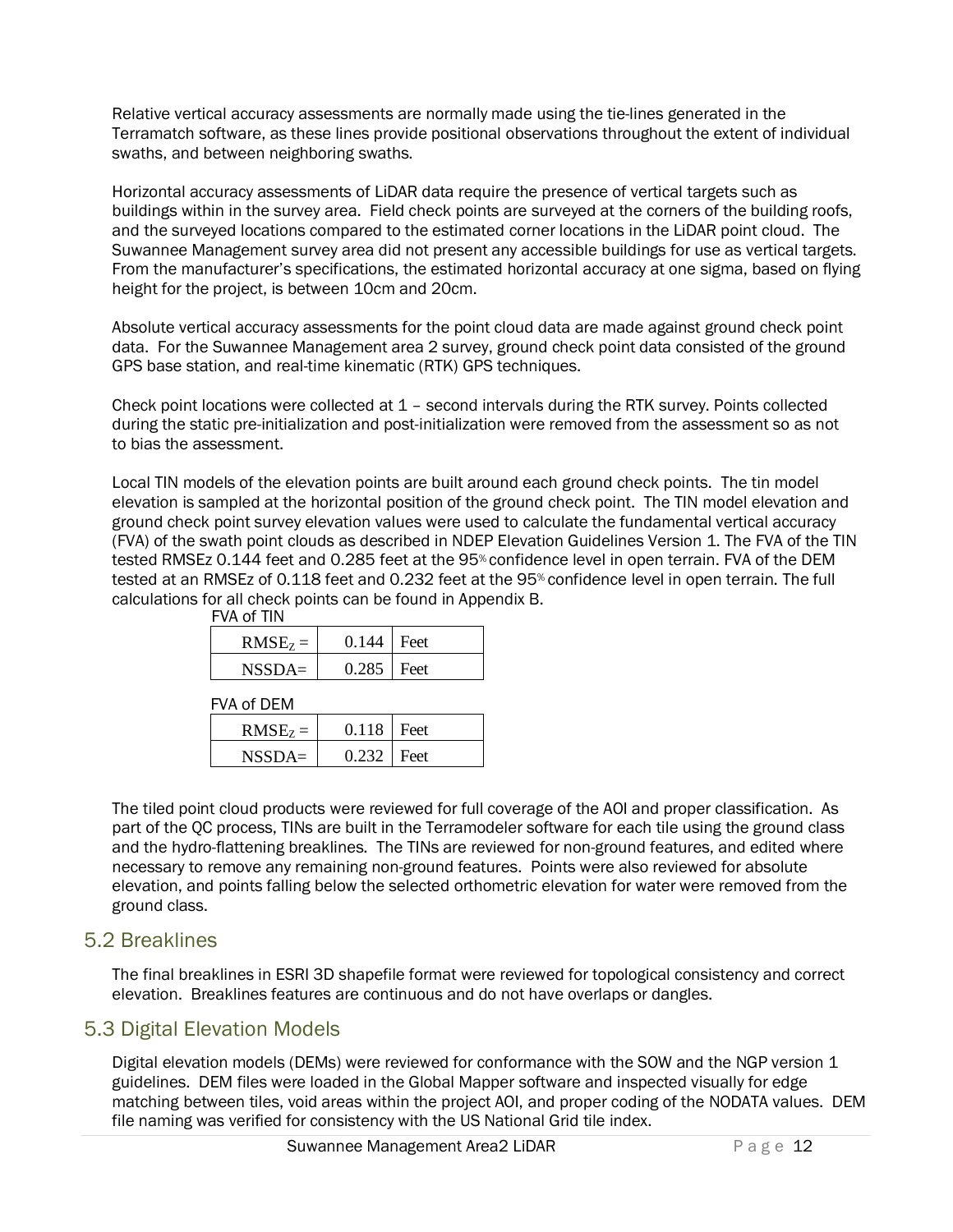Relative vertical accuracy assessments are normally made using the tie-lines generated in the Terramatch software, as these lines provide positional observations throughout the extent of individual swaths, and between neighboring swaths.

Horizontal accuracy assessments of LiDAR data require the presence of vertical targets such as buildings within in the survey area. Field check points are surveyed at the corners of the building roofs, and the surveyed locations compared to the estimated corner locations in the LiDAR point cloud. The Suwannee Management survey area did not present any accessible buildings for use as vertical targets. From the manufacturer's specifications, the estimated horizontal accuracy at one sigma, based on flying height for the project, is between 10cm and 20cm.

Absolute vertical accuracy assessments for the point cloud data are made against ground check point data. For the Suwannee Management area 2 survey, ground check point data consisted of the ground GPS base station, and real-time kinematic (RTK) GPS techniques.

Check point locations were collected at 1 – second intervals during the RTK survey. Points collected during the static pre-initialization and post-initialization were removed from the assessment so as not to bias the assessment.

Local TIN models of the elevation points are built around each ground check points. The tin model elevation is sampled at the horizontal position of the ground check point. The TIN model elevation and ground check point survey elevation values were used to calculate the fundamental vertical accuracy (FVA) of the swath point clouds as described in NDEP Elevation Guidelines Version 1. The FVA of the TIN tested RMSEz 0.144 feet and 0.285 feet at the 95% confidence level in open terrain. FVA of the DEM tested at an RMSEz of 0.118 feet and 0.232 feet at the 95% confidence level in open terrain. The full calculations for all check points can be found in Appendix B.

FVA of TIN

| | | |
|---|---|---|
| $RMSE_Z$ = | 0.144 | Feet |
| NSSDA= | 0.285 | Feet |

FVA of DEM

| | | |
|---|---|---|
| $RMSE_Z$ = | 0.118 | Feet |
| NSSDA= | 0.232 | Feet |

The tiled point cloud products were reviewed for full coverage of the AOI and proper classification. As part of the QC process, TINs are built in the Terramodeler software for each tile using the ground class and the hydro-flattening breaklines. The TINs are reviewed for non-ground features, and edited where necessary to remove any remaining non-ground features. Points were also reviewed for absolute elevation, and points falling below the selected orthometric elevation for water were removed from the ground class.

## 5.2 Breaklines

The final breaklines in ESRI 3D shapefile format were reviewed for topological consistency and correct elevation. Breaklines features are continuous and do not have overlaps or dangles.

## 5.3 Digital Elevation Models

Digital elevation models (DEMs) were reviewed for conformance with the SOW and the NGP version 1 guidelines. DEM files were loaded in the Global Mapper software and inspected visually for edge matching between tiles, void areas within the project AOI, and proper coding of the NODATA values. DEM file naming was verified for consistency with the US National Grid tile index.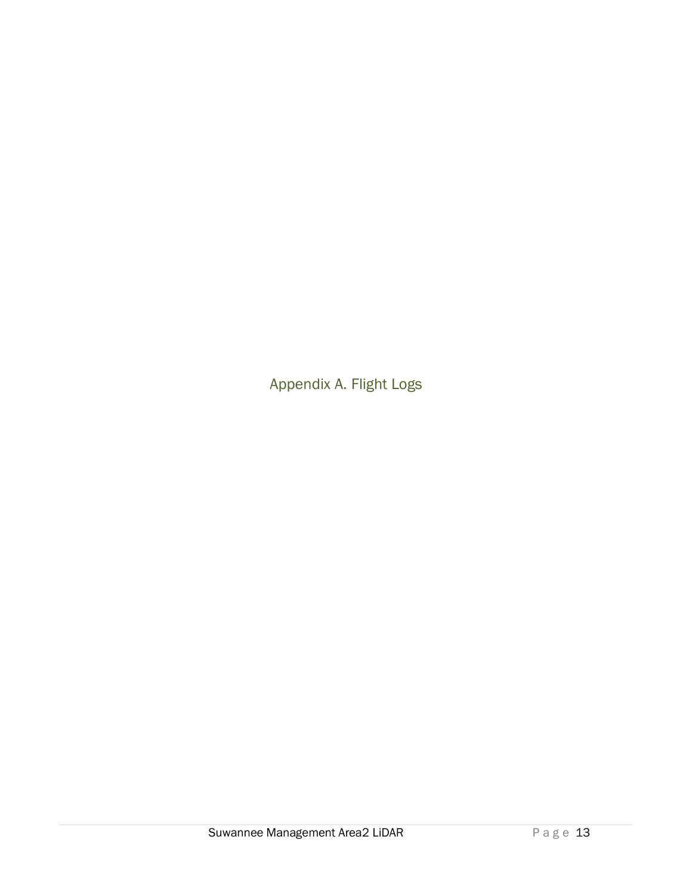# Appendix A. Flight Logs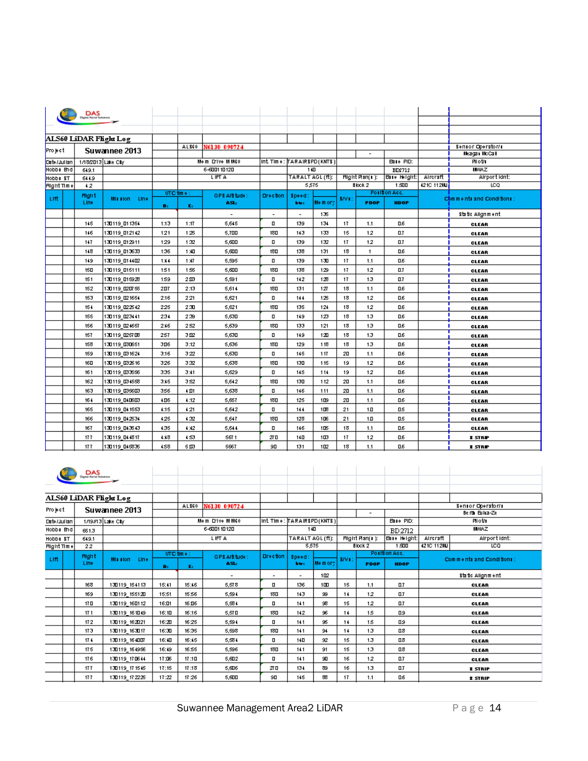DAS Digital Aerial Solutions

## ALS60 LiDAR Flight Log

| | | | | | | | | | | | | | |
|---|---|---|---|---|---|---|---|---|---|---|---|---|---|
| Project | Suwannee 2013 | | ALS60 | N6130 090724 | | | | | | | | Senior Operator/s | |
| | | | | | | | | - | | | | Meagan McCall | |
| Date/Julian | 1/18/2013 Lake City | | Mem Drive MM60 | | Int Time: TARAIRSPD (KNTS) | | | | | Base PID: | | Pilot/s | |
| Hobbs End | 649.1 | | 6-600110120 | | 140 | | | | | BD2712 | | MMAZ | |
| Hobbs ST | 644.9 | | LIFT A | | TARALT AGL (ft): | | | Flight Plan(s): | | Base Height: | Aircraft | Airport Idnt: | |
| Flight Time | 4.2 | | | | 5,575 | | | Block 2 | | 1,500 | 421C 112MJ | LCQ | |

| Lift | | Flight Line | Mission Line | UTC time: B: | UTC time: E: | GPS Altitude: ASL: | Direction | Speed: kts: | Memory | S/V's: | Position Acc. PDOP | Position Acc. HDOP | Comments and Conditions: |
|---|---|---|---|---|---|---|---|---|---|---|---|---|---|
| | | | | | | - | - | - | 135 | | | | Static Alignment |
| | | 145 | 130119_011354 | 1:13 | 1:17 | 5,645 | 0 | 139 | 134 | 17 | 1.1 | 0.6 | CLEAR |
| | | 146 | 130119_012142 | 1:21 | 1:25 | 5,700 | 180 | 143 | 133 | 15 | 1.2 | 0.7 | CLEAR |
| | | 147 | 130119_012911 | 1:29 | 1:32 | 5,600 | 0 | 139 | 132 | 17 | 1.2 | 0.7 | CLEAR |
| | | 148 | 130119_013633 | 1:36 | 1:40 | 5,600 | 180 | 138 | 131 | 18 | 1 | 0.6 | CLEAR |
| | | 149 | 130119_014402 | 1:44 | 1:47 | 5,595 | 0 | 139 | 130 | 17 | 1.1 | 0.6 | CLEAR |
| | | 150 | 130119_015111 | 1:51 | 1:55 | 5,600 | 180 | 138 | 129 | 17 | 1.2 | 0.7 | CLEAR |
| | | 151 | 130119_015928 | 1:59 | 2:03 | 5,591 | 0 | 142 | 128 | 17 | 1.3 | 0.7 | CLEAR |
| | | 152 | 130119_020755 | 2:07 | 2:13 | 5,614 | 180 | 131 | 127 | 18 | 1.1 | 0.6 | CLEAR |
| | | 153 | 130119_021654 | 2:16 | 2:21 | 5,621 | 0 | 144 | 125 | 18 | 1.2 | 0.6 | CLEAR |
| | | 154 | 130119_022542 | 2:25 | 2:30 | 5,621 | 180 | 135 | 124 | 18 | 1.2 | 0.6 | CLEAR |
| | | 155 | 130119_023441 | 2:34 | 2:39 | 5,630 | 0 | 149 | 123 | 18 | 1.3 | 0.6 | CLEAR |
| | | 156 | 130119_024657 | 2:46 | 2:52 | 5,639 | 180 | 133 | 121 | 18 | 1.3 | 0.6 | CLEAR |
| | | 157 | 130119_025708 | 2:57 | 3:02 | 5,630 | 0 | 149 | 120 | 18 | 1.3 | 0.6 | CLEAR |
| | | 158 | 130119_030651 | 3:06 | 3:12 | 5,636 | 180 | 129 | 118 | 18 | 1.3 | 0.6 | CLEAR |
| | | 159 | 130119_031624 | 3:16 | 3:22 | 5,630 | 0 | 145 | 117 | 20 | 1.1 | 0.6 | CLEAR |
| | | 160 | 130119_032616 | 3:26 | 3:32 | 5,638 | 180 | 130 | 115 | 19 | 1.2 | 0.6 | CLEAR |
| | | 161 | 130119_033556 | 3:35 | 3:41 | 5,629 | 0 | 145 | 114 | 19 | 1.2 | 0.6 | CLEAR |
| | | 162 | 130119_034558 | 3:45 | 3:52 | 5,642 | 180 | 130 | 112 | 20 | 1.1 | 0.6 | CLEAR |
| | | 163 | 130119_035603 | 3:56 | 4:01 | 5,638 | 0 | 146 | 111 | 20 | 1.1 | 0.6 | CLEAR |
| | | 164 | 130119_040603 | 4:06 | 4:12 | 5,657 | 180 | 125 | 109 | 20 | 1.1 | 0.6 | CLEAR |
| | | 165 | 130119_041553 | 4:15 | 4:21 | 5,642 | 0 | 144 | 108 | 21 | 1.0 | 0.5 | CLEAR |
| | | 166 | 130119_042534 | 4:25 | 4:32 | 5,647 | 180 | 128 | 106 | 21 | 1.0 | 0.5 | CLEAR |
| | | 167 | 130119_043543 | 4:35 | 4:42 | 5,644 | 0 | 146 | 105 | 18 | 1.1 | 0.6 | CLEAR |
| | | 177 | 130119_044817 | 4:48 | 4:53 | 5671 | 270 | 140 | 103 | 17 | 1.2 | 0.6 | X STRIP |
| | | 177 | 130119_045835 | 4:58 | 5:03 | 5667 | 90 | 131 | 102 | 18 | 1.1 | 0.6 | X STRIP |

DAS Digital Aerial Solutions

## ALS60 LiDAR Flight Log

| | | | | | | | | | | | | | |
|---|---|---|---|---|---|---|---|---|---|---|---|---|---|
| Project | Suwannee 2013 | | ALS60 | N6130 090724 | | | | | | | | Senior Operator/s | |
| | | | | | | | | - | | | | Beth Bulla-Ze | |
| Date/Julian | 1/19/13 Lake City | | Mem Drive MM60 | | Int Time: TARAIRSPD (KNTS) | | | | | Base PID: | | Pilot/s | |
| Hobbs End | 651.3 | | 6-600110120 | | 140 | | | | | BD2712 | | MMAZ | |
| Hobbs ST | 649.1 | | LIFT A | | TARALT AGL (ft): | | | Flight Plan(s): | | Base Height: | Aircraft | Airport Idnt: | |
| Flight Time | 2.2 | | | | 5,575 | | | Block 2 | | 1,500 | 421C 112MJ | LCQ | |

| Lift | | Flight Line | Mission Line | UTC time: B: | UTC time: E: | GPS Altitude: ASL: | Direction | Speed: kts: | Memory | S/V's: | Position Acc. PDOP | Position Acc. HDOP | Comments and Conditions: |
|---|---|---|---|---|---|---|---|---|---|---|---|---|---|
| | | | | | | - | - | - | 102 | | | | Static Alignment |
| | | 168 | 130119_154113 | 15:41 | 15:46 | 5,578 | 0 | 136 | 100 | 15 | 1.1 | 0.7 | CLEAR |
| | | 169 | 130119_155120 | 15:51 | 15:56 | 5,594 | 180 | 143 | 99 | 14 | 1.2 | 0.7 | CLEAR |
| | | 170 | 130119_160112 | 16:01 | 16:06 | 5,584 | 0 | 141 | 98 | 15 | 1.2 | 0.7 | CLEAR |
| | | 171 | 130119_161049 | 16:10 | 16:16 | 5,570 | 180 | 142 | 96 | 14 | 1.5 | 0.9 | CLEAR |
| | | 172 | 130119_162021 | 16:20 | 16:25 | 5,594 | 0 | 141 | 95 | 14 | 1.5 | 0.9 | CLEAR |
| | | 173 | 130119_163017 | 16:30 | 16:35 | 5,598 | 180 | 141 | 94 | 14 | 1.3 | 0.8 | CLEAR |
| | | 174 | 130119_164007 | 16:40 | 16:45 | 5,584 | 0 | 140 | 92 | 15 | 1.3 | 0.8 | CLEAR |
| | | 175 | 130119_164956 | 16:49 | 16:55 | 5,596 | 180 | 141 | 91 | 15 | 1.3 | 0.8 | CLEAR |
| | | 176 | 130119_170644 | 17:06 | 17:10 | 5,602 | 0 | 141 | 90 | 16 | 1.2 | 0.7 | CLEAR |
| | | 177 | 130119_171545 | 17:15 | 17:18 | 5,606 | 270 | 134 | 89 | 16 | 1.3 | 0.7 | X STRIP |
| | | 177 | 130119_172225 | 17:22 | 17:26 | 5,600 | 90 | 145 | 88 | 17 | 1.1 | 0.6 | X STRIP |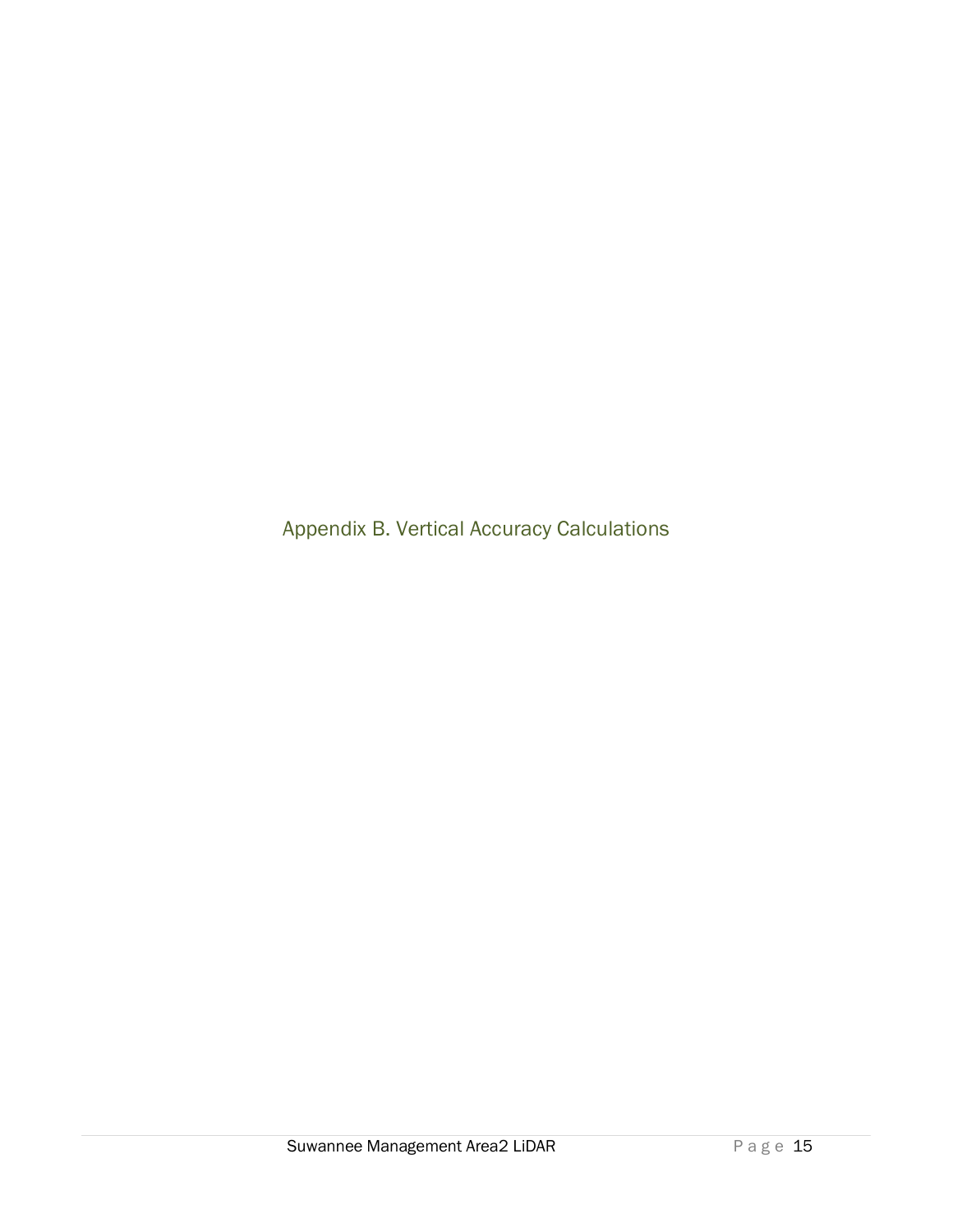# Appendix B. Vertical Accuracy Calculations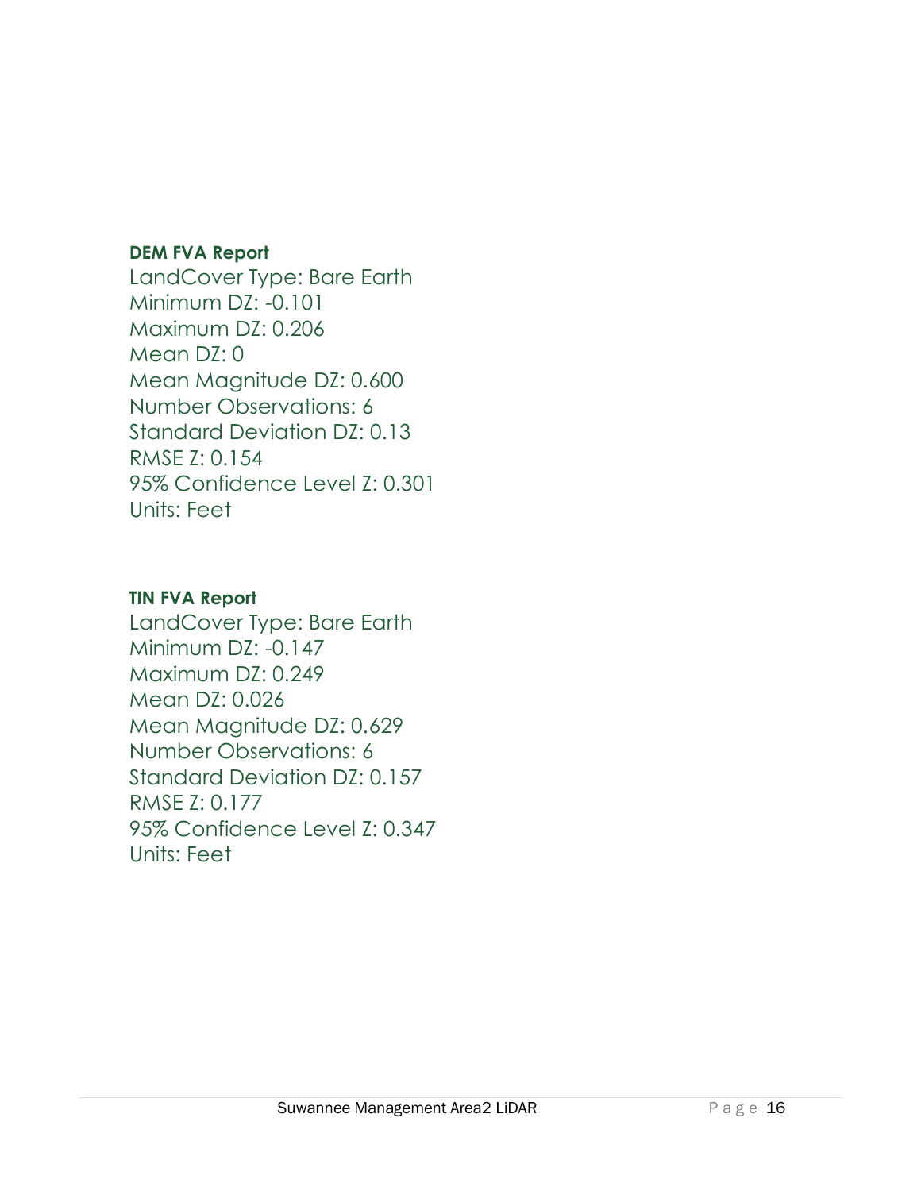**DEM FVA Report**

LandCover Type: Bare Earth
Minimum DZ: -0.101
Maximum DZ: 0.206
Mean DZ: 0
Mean Magnitude DZ: 0.600
Number Observations: 6
Standard Deviation DZ: 0.13
RMSE Z: 0.154
95% Confidence Level Z: 0.301
Units: Feet

**TIN FVA Report**

LandCover Type: Bare Earth
Minimum DZ: -0.147
Maximum DZ: 0.249
Mean DZ: 0.026
Mean Magnitude DZ: 0.629
Number Observations: 6
Standard Deviation DZ: 0.157
RMSE Z: 0.177
95% Confidence Level Z: 0.347
Units: Feet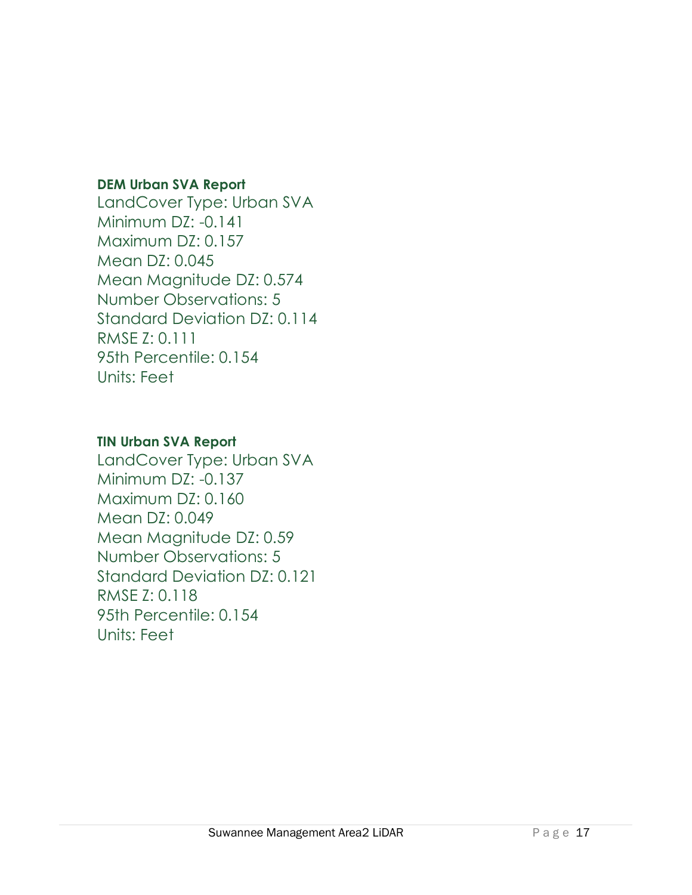**DEM Urban SVA Report**

LandCover Type: Urban SVA
Minimum DZ: -0.141
Maximum DZ: 0.157
Mean DZ: 0.045
Mean Magnitude DZ: 0.574
Number Observations: 5
Standard Deviation DZ: 0.114
RMSE Z: 0.111
95th Percentile: 0.154
Units: Feet

**TIN Urban SVA Report**

LandCover Type: Urban SVA
Minimum DZ: -0.137
Maximum DZ: 0.160
Mean DZ: 0.049
Mean Magnitude DZ: 0.59
Number Observations: 5
Standard Deviation DZ: 0.121
RMSE Z: 0.118
95th Percentile: 0.154
Units: Feet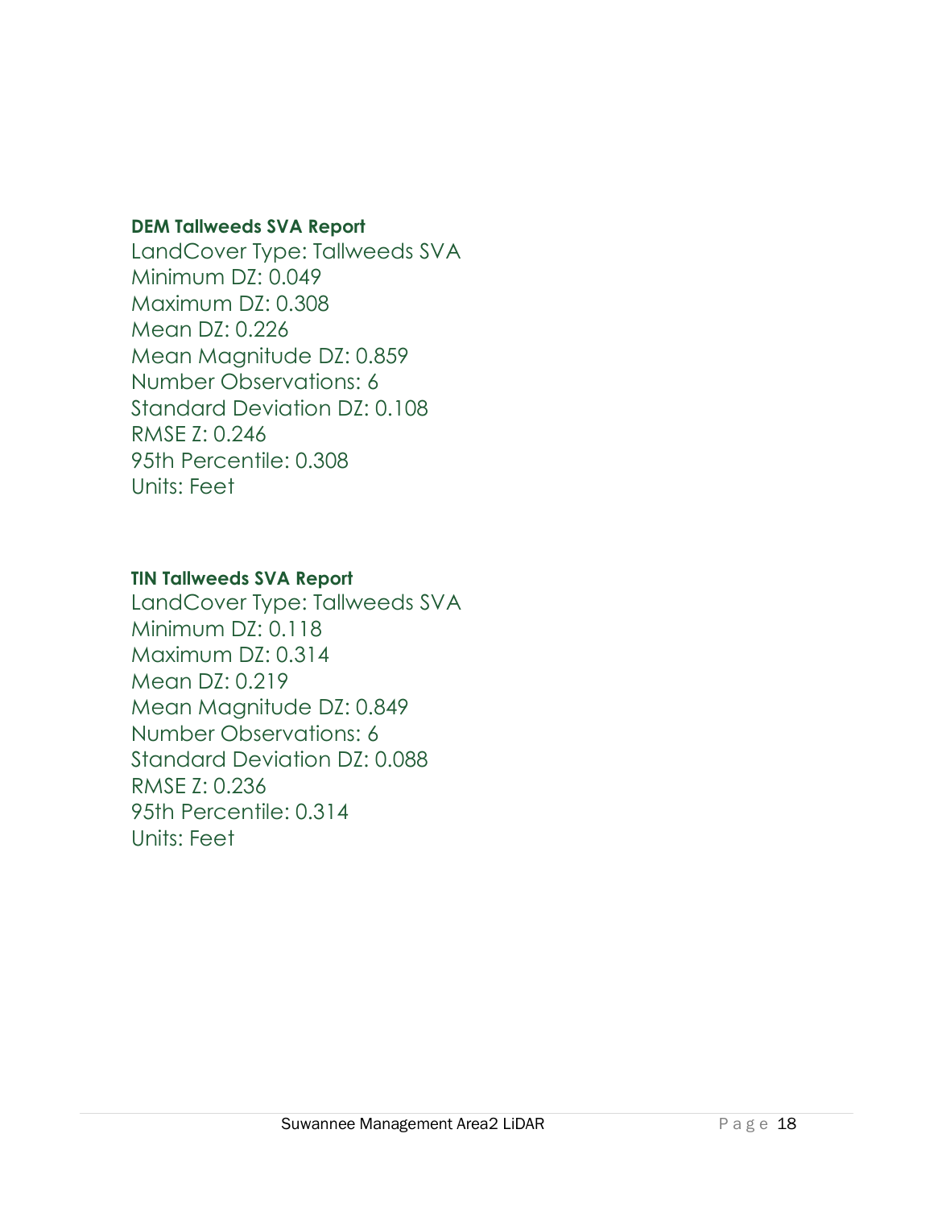**DEM Tallweeds SVA Report**

LandCover Type: Tallweeds SVA
Minimum DZ: 0.049
Maximum DZ: 0.308
Mean DZ: 0.226
Mean Magnitude DZ: 0.859
Number Observations: 6
Standard Deviation DZ: 0.108
RMSE Z: 0.246
95th Percentile: 0.308
Units: Feet

**TIN Tallweeds SVA Report**

LandCover Type: Tallweeds SVA
Minimum DZ: 0.118
Maximum DZ: 0.314
Mean DZ: 0.219
Mean Magnitude DZ: 0.849
Number Observations: 6
Standard Deviation DZ: 0.088
RMSE Z: 0.236
95th Percentile: 0.314
Units: Feet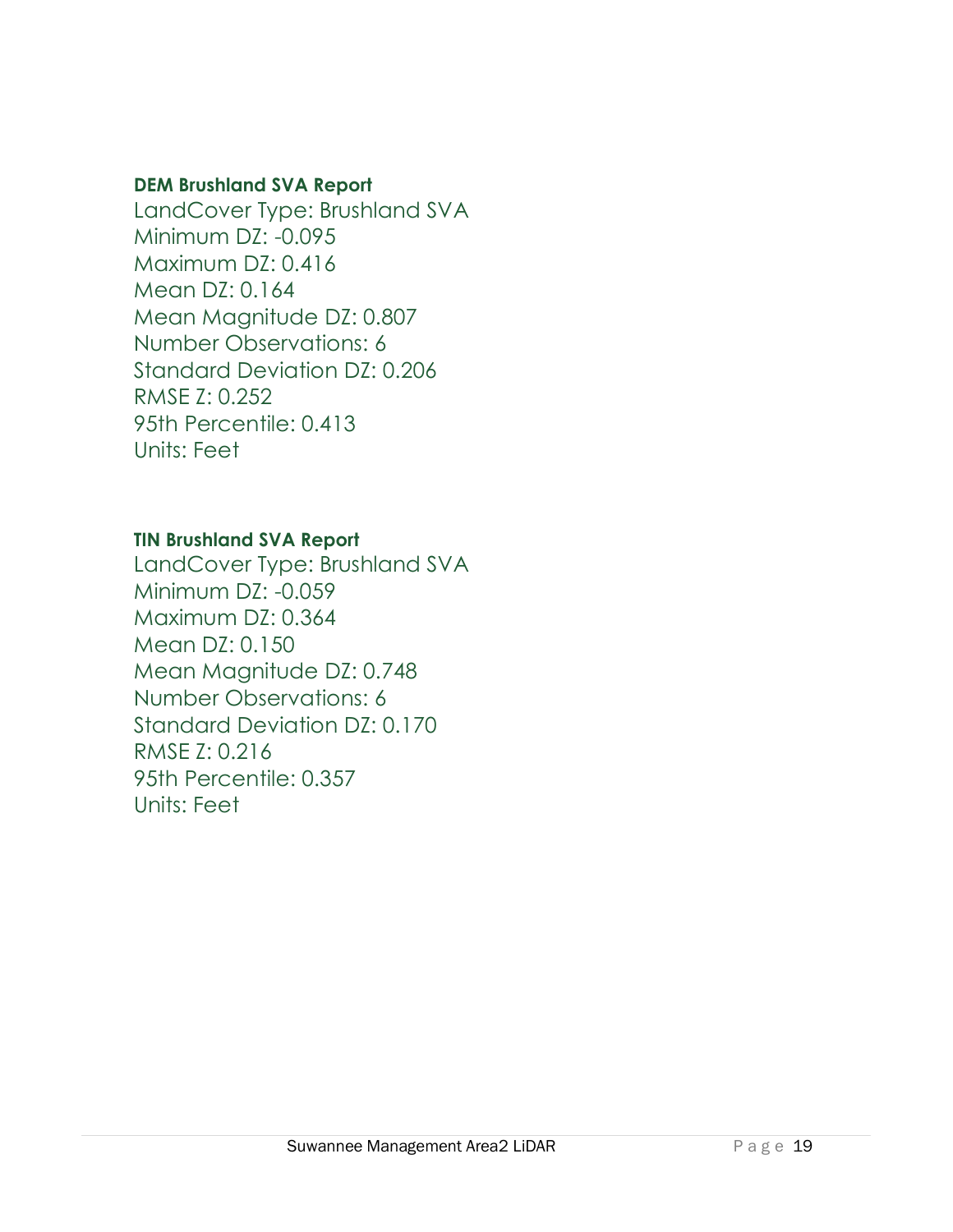**DEM Brushland SVA Report**

LandCover Type: Brushland SVA
Minimum DZ: -0.095
Maximum DZ: 0.416
Mean DZ: 0.164
Mean Magnitude DZ: 0.807
Number Observations: 6
Standard Deviation DZ: 0.206
RMSE Z: 0.252
95th Percentile: 0.413
Units: Feet

**TIN Brushland SVA Report**

LandCover Type: Brushland SVA
Minimum DZ: -0.059
Maximum DZ: 0.364
Mean DZ: 0.150
Mean Magnitude DZ: 0.748
Number Observations: 6
Standard Deviation DZ: 0.170
RMSE Z: 0.216
95th Percentile: 0.357
Units: Feet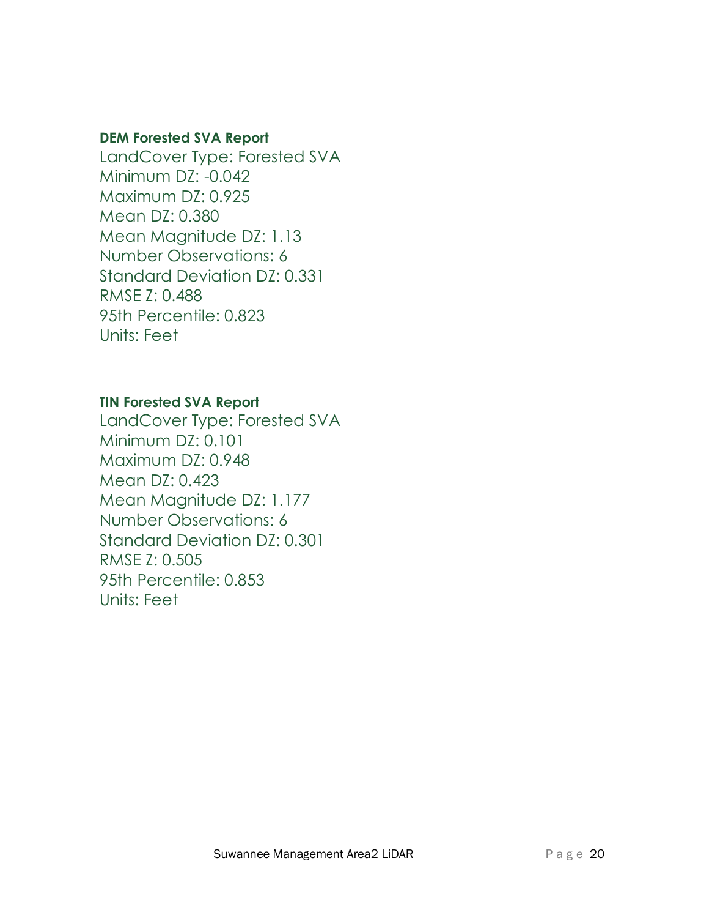**DEM Forested SVA Report**

LandCover Type: Forested SVA
Minimum DZ: -0.042
Maximum DZ: 0.925
Mean DZ: 0.380
Mean Magnitude DZ: 1.13
Number Observations: 6
Standard Deviation DZ: 0.331
RMSE Z: 0.488
95th Percentile: 0.823
Units: Feet

**TIN Forested SVA Report**

LandCover Type: Forested SVA
Minimum DZ: 0.101
Maximum DZ: 0.948
Mean DZ: 0.423
Mean Magnitude DZ: 1.177
Number Observations: 6
Standard Deviation DZ: 0.301
RMSE Z: 0.505
95th Percentile: 0.853
Units: Feet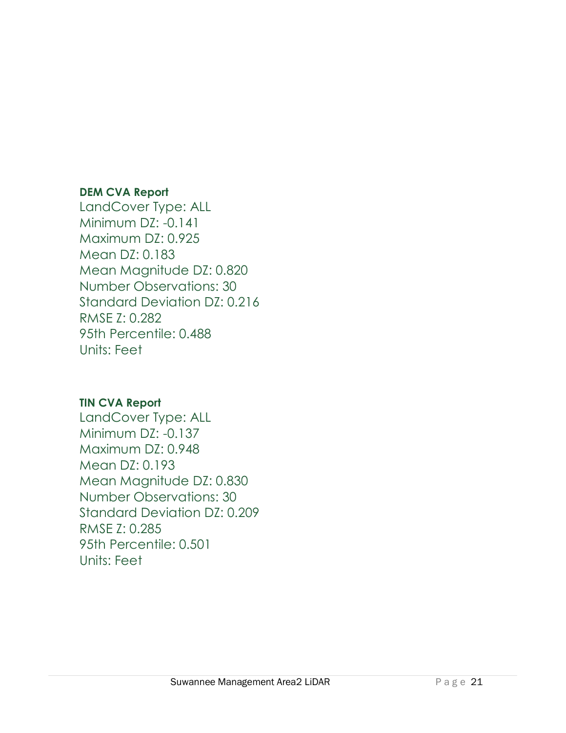**DEM CVA Report**

LandCover Type: ALL
Minimum DZ: -0.141
Maximum DZ: 0.925
Mean DZ: 0.183
Mean Magnitude DZ: 0.820
Number Observations: 30
Standard Deviation DZ: 0.216
RMSE Z: 0.282
95th Percentile: 0.488
Units: Feet

**TIN CVA Report**

LandCover Type: ALL
Minimum DZ: -0.137
Maximum DZ: 0.948
Mean DZ: 0.193
Mean Magnitude DZ: 0.830
Number Observations: 30
Standard Deviation DZ: 0.209
RMSE Z: 0.285
95th Percentile: 0.501
Units: Feet